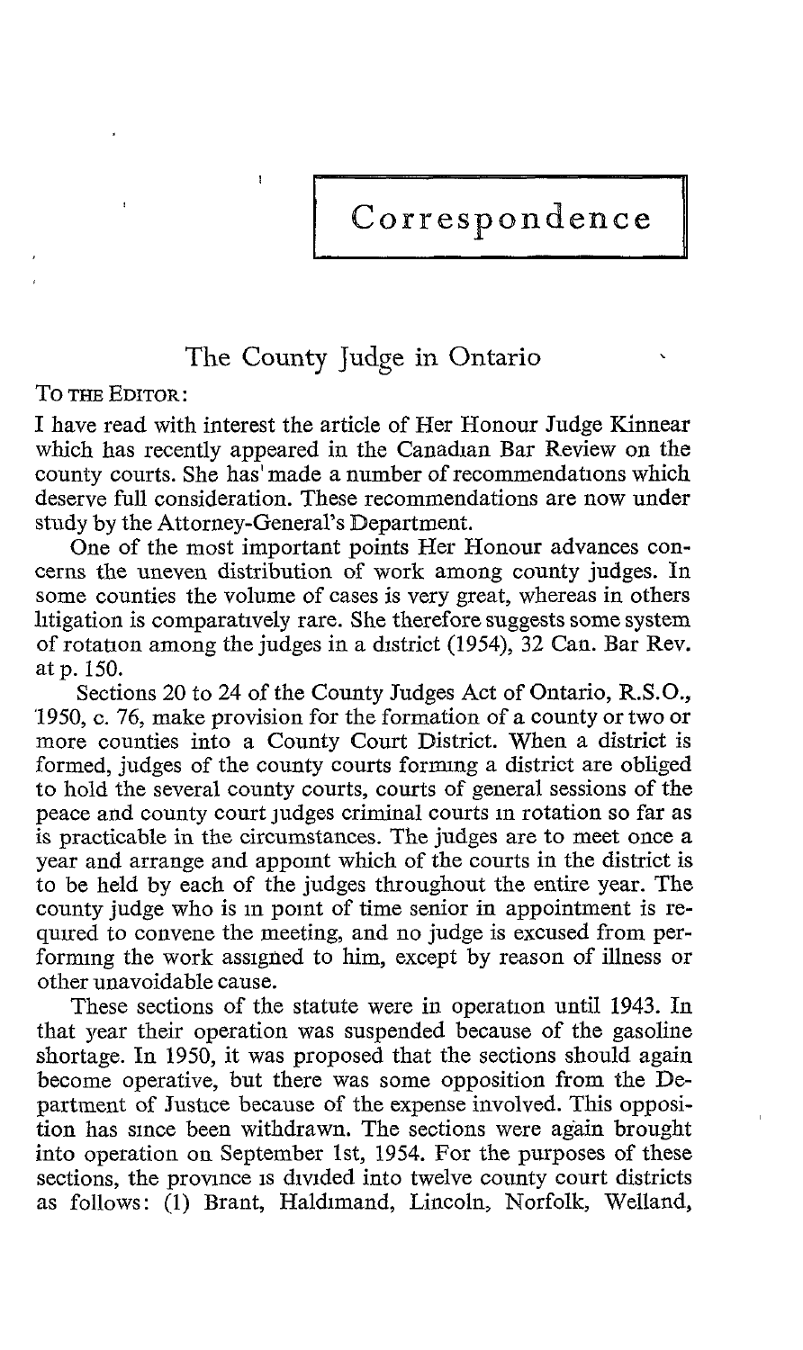# Correspondence

## The County Judge in Ontario

TO THE EDITOR:

I have read with interest the article of Her Honour Judge Kinnear which has recently appeared in the Canadian Bar Review on the county courts. She has made a number of recommendations which deserve full consideration. These recommendations are now under study by the Attorney-General's Department.

One of the most important points Her Honour advances concerns the uneven distribution of work among county judges. In some counties the volume of cases is very great, whereas in others litigation is comparatively rare. She therefore suggests some system of rotation among the judges in a district (1954), 32 Can. Bar Rev. at p. 150.

Sections 20 to 24 of the County Judges Act of Ontario, R.S.O., 1950, c. 76, make provision for the formation of a county or two or more counties into a County Court District. When a district is formed, judges of the county courts forming a district are obliged to hold the several county courts, courts of general sessions of the peace and county court judges criminal courts in rotation so far as is practicable in the circumstances. The judges are to meet once a year and arrange and appoint which of the courts in the district is to be held by each of the judges throughout the entire year. The county judge who is in point of time senior in appointment is required to convene the meeting, and no judge is excused from performing the work assigned to him, except by reason of illness or other unavoidable cause.

These sections of the statute were in operation until 1943. In that year their operation was suspended because of the gasoline shortage. In 1950, it was proposed that the sections should again become operative, but there was some opposition from the Department of Justice because of the expense involved. This opposition has since been withdrawn. The sections were again brought into operation on September 1st, 1954. For the purposes of these sections, the province is divided into twelve county court districts as follows: (1) Brant, Haldimand, Lincoln, Norfolk, Welland,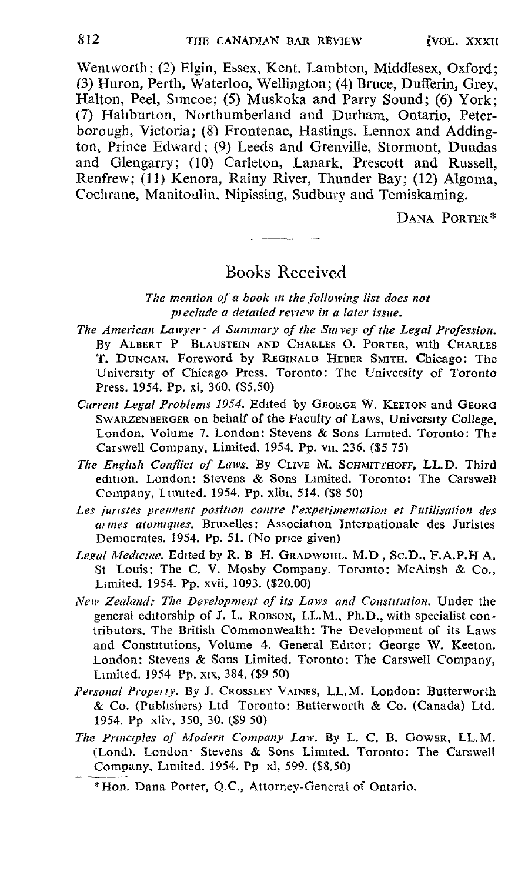Wentworth; (2) Elgin, Essex, Kent, Lambton, Middlesex, Oxford; (3) Huron, Perth, Waterloo, Wellington; (4) Bruce, Dufferin, Grey, Halton, Peel, Simcoe; (5) Muskoka and Parry Sound; (6) York; (7) Haliburton, Northumberland and Durham, Ontario, Peterborough, Victoria; (8) Frontenac, Hastings, Lennox and Addington, Prince Edward; (9) Leeds and Grenville, Stormont, Dundas and Glengarry; (10) Carleton, Lanark, Prescott and Russell, Renfrew; (11) Kenora, Rainy River, Thunder Bay; (12) Algoma, Cochrane, Manitoulin, Nipissing, Sudbury and Temiskaming.

DANA PORTER*

## Books Received

*The mention of a book in the following list does not preclude a detailed review in a later issue.*

*The American Lawyer: A Summary of the Survey of the Legal Profession.* By ALBERT P. BLAUSTEIN AND CHARLES O. PORTER, with CHARLES T. DUNCAN. Foreword by REGINALD HEBER SMITH. Chicago: The University of Chicago Press. Toronto: The University of Toronto Press. 1954. Pp. xi, 360. ($5.50)

*Current Legal Problems 1954.* Edited by GEORGE W. KEETON and GEORG SWARZENBERGER on behalf of the Faculty of Laws, University College, London. Volume 7. London: Stevens & Sons Limited. Toronto: The Carswell Company, Limited. 1954. Pp. vii, 236. ($5.75)

*The English Conflict of Laws.* By CLIVE M. SCHMITTHOFF, LL.D. Third edition. London: Stevens & Sons Limited. Toronto: The Carswell Company, Limited. 1954. Pp. xliii, 514. ($8.50)

*Les juristes prennent position contre l'experimentation et l'utilisation des armes atomiques.* Bruxelles: Association Internationale des Juristes Democrates. 1954. Pp. 51. (No price given)

*Legal Medicine.* Edited by R. B. H. GRADWOHL, M.D., Sc.D., F.A.P.H.A. St. Louis: The C. V. Mosby Company. Toronto: McAinsh & Co., Limited. 1954. Pp. xvii, 1093. ($20.00)

*New Zealand: The Development of its Laws and Constitution.* Under the general editorship of J. L. ROBSON, LL.M., Ph.D., with specialist contributors. The British Commonwealth: The Development of its Laws and Constitutions, Volume 4. General Editor: George W. Keeton. London: Stevens & Sons Limited. Toronto: The Carswell Company, Limited. 1954. Pp. xix, 384. ($9.50)

*Personal Property.* By J. CROSSLEY VAINES, LL.M. London: Butterworth & Co. (Publishers) Ltd. Toronto: Butterworth & Co. (Canada) Ltd. 1954. Pp. xliv, 350, 30. ($9.50)

*The Principles of Modern Company Law.* By L. C. B. GOWER, LL.M. (Lond). London: Stevens & Sons Limited. Toronto: The Carswell Company, Limited. 1954. Pp. xl, 599. ($8.50)

*Hon. Dana Porter, Q.C., Attorney-General of Ontario.